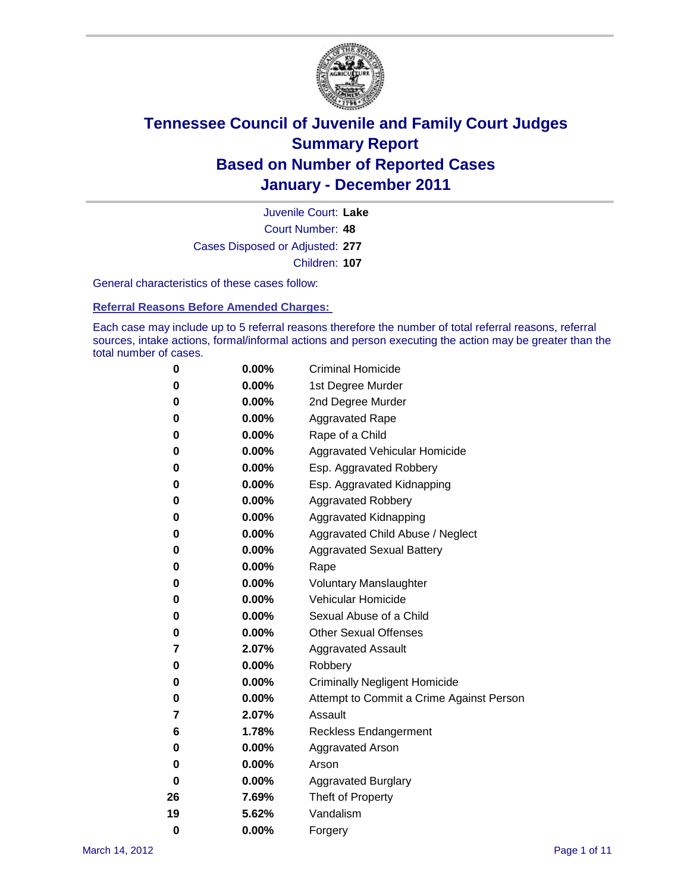# Tennessee Council of Juvenile and Family Court Judges
## Summary Report
## Based on Number of Reported Cases
## January - December 2011

Juvenile Court: **Lake**
Court Number: **48**
Cases Disposed or Adjusted: **277**
Children: **107**

General characteristics of these cases follow:

### Referral Reasons Before Amended Charges:

Each case may include up to 5 referral reasons therefore the number of total referral reasons, referral sources, intake actions, formal/informal actions and person executing the action may be greater than the total number of cases.

| Count | Percent | Referral Reason |
|---|---|---|
| 0 | 0.00% | Criminal Homicide |
| 0 | 0.00% | 1st Degree Murder |
| 0 | 0.00% | 2nd Degree Murder |
| 0 | 0.00% | Aggravated Rape |
| 0 | 0.00% | Rape of a Child |
| 0 | 0.00% | Aggravated Vehicular Homicide |
| 0 | 0.00% | Esp. Aggravated Robbery |
| 0 | 0.00% | Esp. Aggravated Kidnapping |
| 0 | 0.00% | Aggravated Robbery |
| 0 | 0.00% | Aggravated Kidnapping |
| 0 | 0.00% | Aggravated Child Abuse / Neglect |
| 0 | 0.00% | Aggravated Sexual Battery |
| 0 | 0.00% | Rape |
| 0 | 0.00% | Voluntary Manslaughter |
| 0 | 0.00% | Vehicular Homicide |
| 0 | 0.00% | Sexual Abuse of a Child |
| 0 | 0.00% | Other Sexual Offenses |
| 7 | 2.07% | Aggravated Assault |
| 0 | 0.00% | Robbery |
| 0 | 0.00% | Criminally Negligent Homicide |
| 0 | 0.00% | Attempt to Commit a Crime Against Person |
| 7 | 2.07% | Assault |
| 6 | 1.78% | Reckless Endangerment |
| 0 | 0.00% | Aggravated Arson |
| 0 | 0.00% | Arson |
| 0 | 0.00% | Aggravated Burglary |
| 26 | 7.69% | Theft of Property |
| 19 | 5.62% | Vandalism |
| 0 | 0.00% | Forgery |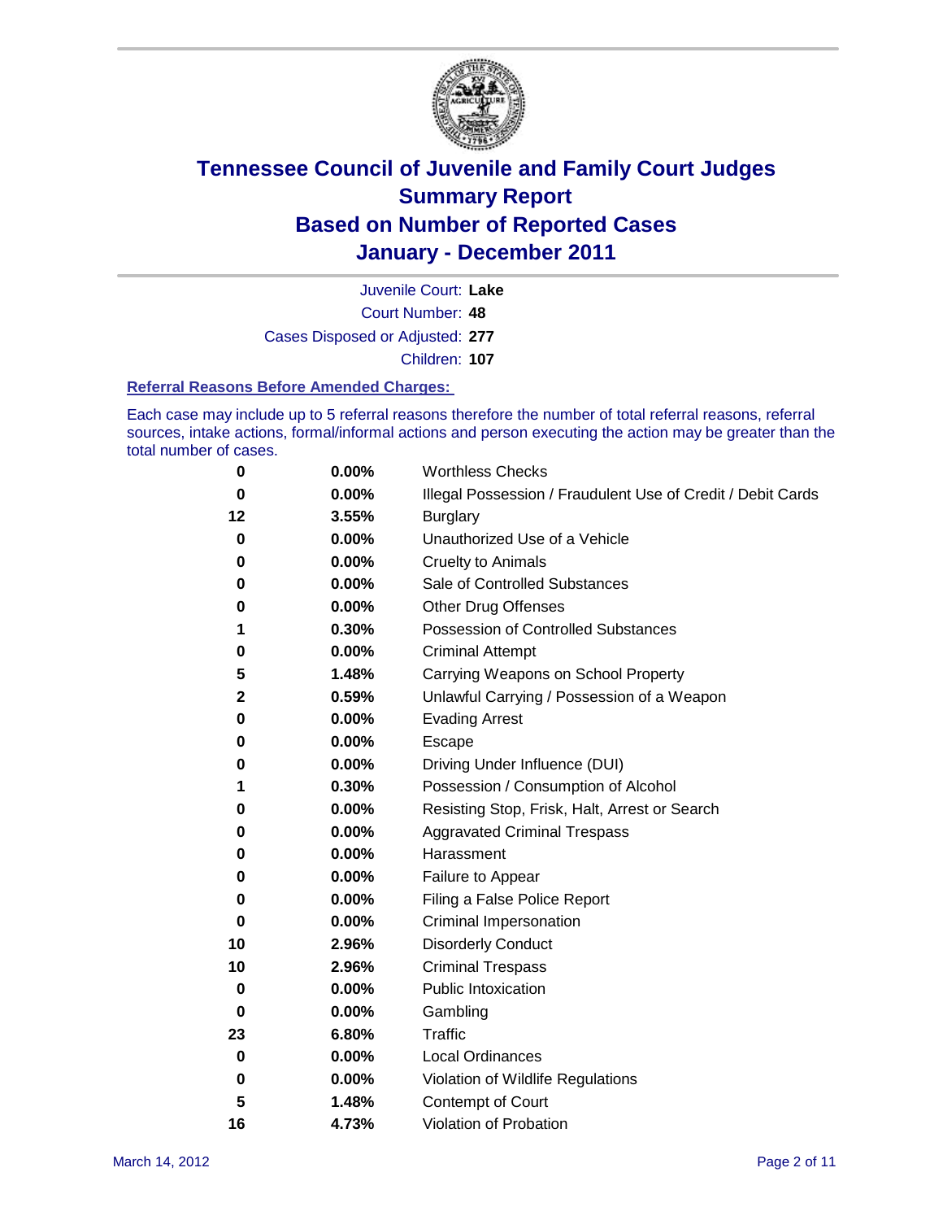# Tennessee Council of Juvenile and Family Court Judges
# Summary Report
# Based on Number of Reported Cases
# January - December 2011

Juvenile Court: **Lake**
Court Number: **48**
Cases Disposed or Adjusted: **277**
Children: **107**

### Referral Reasons Before Amended Charges:

Each case may include up to 5 referral reasons therefore the number of total referral reasons, referral sources, intake actions, formal/informal actions and person executing the action may be greater than the total number of cases.

| | | |
|---|---|---|
| 0 | 0.00% | Worthless Checks |
| 0 | 0.00% | Illegal Possession / Fraudulent Use of Credit / Debit Cards |
| 12 | 3.55% | Burglary |
| 0 | 0.00% | Unauthorized Use of a Vehicle |
| 0 | 0.00% | Cruelty to Animals |
| 0 | 0.00% | Sale of Controlled Substances |
| 0 | 0.00% | Other Drug Offenses |
| 1 | 0.30% | Possession of Controlled Substances |
| 0 | 0.00% | Criminal Attempt |
| 5 | 1.48% | Carrying Weapons on School Property |
| 2 | 0.59% | Unlawful Carrying / Possession of a Weapon |
| 0 | 0.00% | Evading Arrest |
| 0 | 0.00% | Escape |
| 0 | 0.00% | Driving Under Influence (DUI) |
| 1 | 0.30% | Possession / Consumption of Alcohol |
| 0 | 0.00% | Resisting Stop, Frisk, Halt, Arrest or Search |
| 0 | 0.00% | Aggravated Criminal Trespass |
| 0 | 0.00% | Harassment |
| 0 | 0.00% | Failure to Appear |
| 0 | 0.00% | Filing a False Police Report |
| 0 | 0.00% | Criminal Impersonation |
| 10 | 2.96% | Disorderly Conduct |
| 10 | 2.96% | Criminal Trespass |
| 0 | 0.00% | Public Intoxication |
| 0 | 0.00% | Gambling |
| 23 | 6.80% | Traffic |
| 0 | 0.00% | Local Ordinances |
| 0 | 0.00% | Violation of Wildlife Regulations |
| 5 | 1.48% | Contempt of Court |
| 16 | 4.73% | Violation of Probation |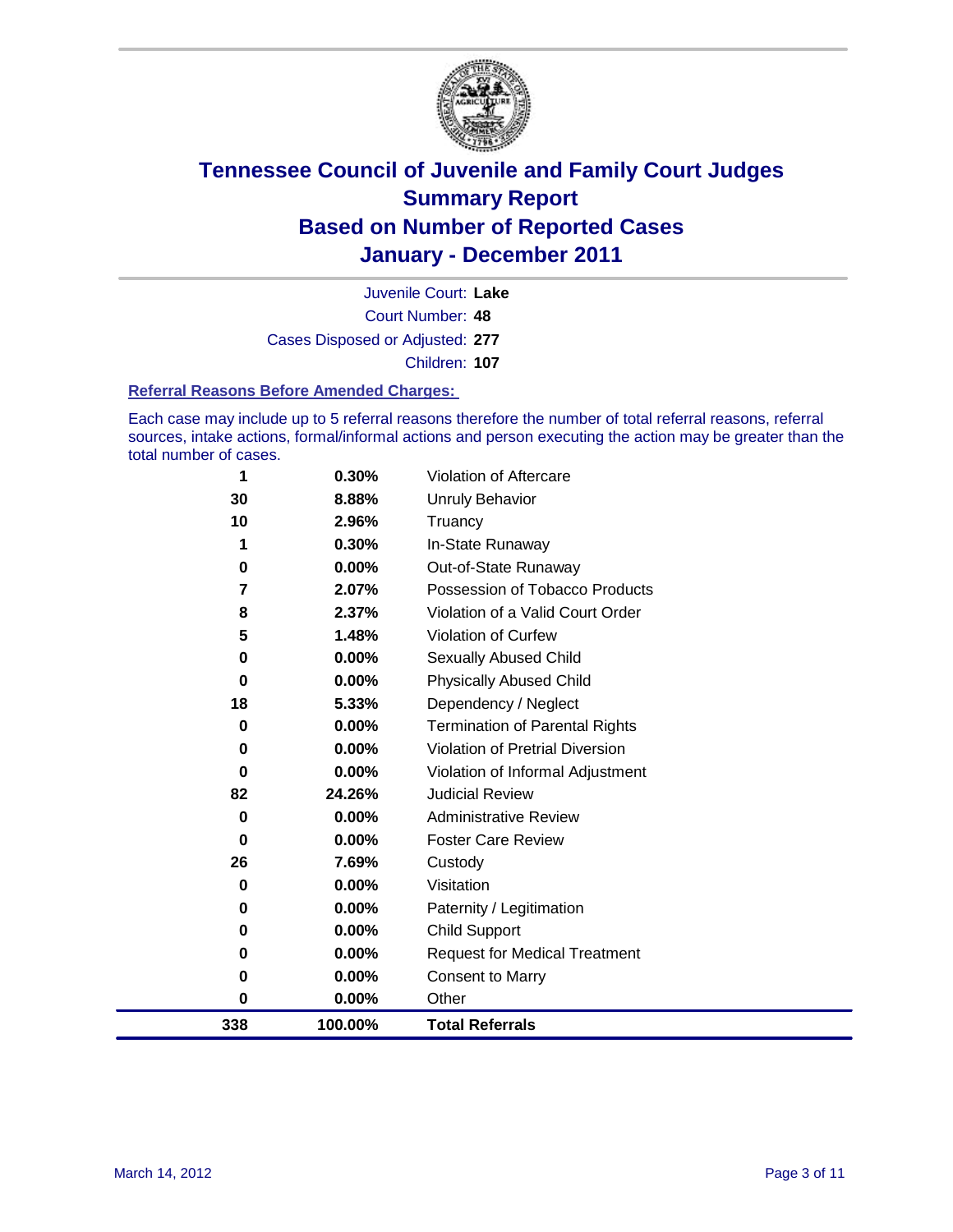# Tennessee Council of Juvenile and Family Court Judges
# Summary Report
# Based on Number of Reported Cases
# January - December 2011

Juvenile Court: **Lake**
Court Number: **48**
Cases Disposed or Adjusted: **277**
Children: **107**

### Referral Reasons Before Amended Charges:

Each case may include up to 5 referral reasons therefore the number of total referral reasons, referral sources, intake actions, formal/informal actions and person executing the action may be greater than the total number of cases.

| | | |
|---|---|---|
| 1 | 0.30% | Violation of Aftercare |
| 30 | 8.88% | Unruly Behavior |
| 10 | 2.96% | Truancy |
| 1 | 0.30% | In-State Runaway |
| 0 | 0.00% | Out-of-State Runaway |
| 7 | 2.07% | Possession of Tobacco Products |
| 8 | 2.37% | Violation of a Valid Court Order |
| 5 | 1.48% | Violation of Curfew |
| 0 | 0.00% | Sexually Abused Child |
| 0 | 0.00% | Physically Abused Child |
| 18 | 5.33% | Dependency / Neglect |
| 0 | 0.00% | Termination of Parental Rights |
| 0 | 0.00% | Violation of Pretrial Diversion |
| 0 | 0.00% | Violation of Informal Adjustment |
| 82 | 24.26% | Judicial Review |
| 0 | 0.00% | Administrative Review |
| 0 | 0.00% | Foster Care Review |
| 26 | 7.69% | Custody |
| 0 | 0.00% | Visitation |
| 0 | 0.00% | Paternity / Legitimation |
| 0 | 0.00% | Child Support |
| 0 | 0.00% | Request for Medical Treatment |
| 0 | 0.00% | Consent to Marry |
| 0 | 0.00% | Other |
| **338** | **100.00%** | **Total Referrals** |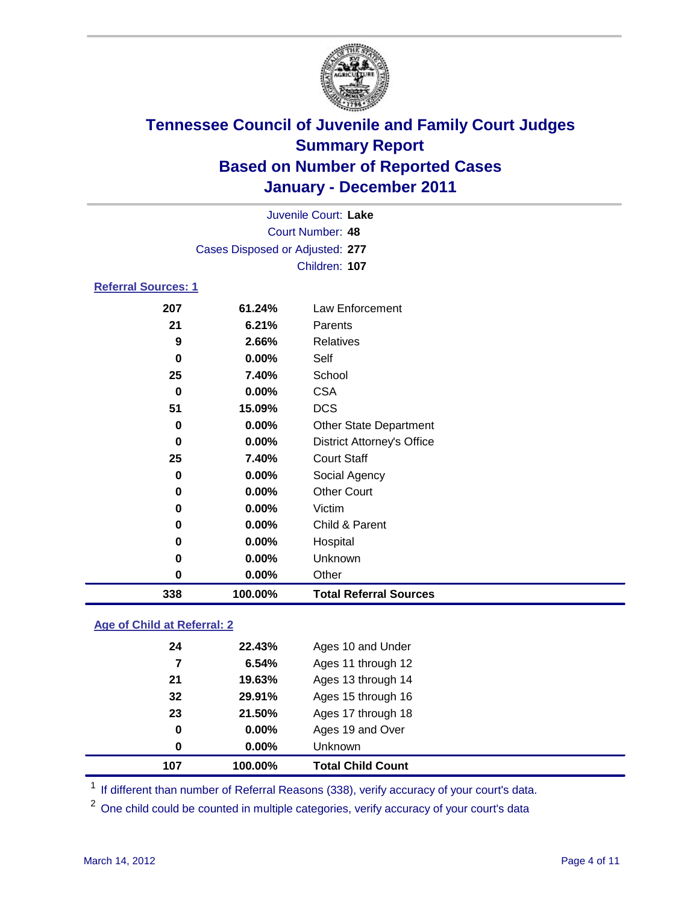# Tennessee Council of Juvenile and Family Court Judges
## Summary Report
## Based on Number of Reported Cases
## January - December 2011

Juvenile Court: **Lake**
Court Number: **48**
Cases Disposed or Adjusted: **277**
Children: **107**

### Referral Sources: 1

| Count | Percent | Source |
|---|---|---|
| 207 | 61.24% | Law Enforcement |
| 21 | 6.21% | Parents |
| 9 | 2.66% | Relatives |
| 0 | 0.00% | Self |
| 25 | 7.40% | School |
| 0 | 0.00% | CSA |
| 51 | 15.09% | DCS |
| 0 | 0.00% | Other State Department |
| 0 | 0.00% | District Attorney's Office |
| 25 | 7.40% | Court Staff |
| 0 | 0.00% | Social Agency |
| 0 | 0.00% | Other Court |
| 0 | 0.00% | Victim |
| 0 | 0.00% | Child & Parent |
| 0 | 0.00% | Hospital |
| 0 | 0.00% | Unknown |
| 0 | 0.00% | Other |
| **338** | **100.00%** | **Total Referral Sources** |

### Age of Child at Referral: 2

| Count | Percent | Age |
|---|---|---|
| 24 | 22.43% | Ages 10 and Under |
| 7 | 6.54% | Ages 11 through 12 |
| 21 | 19.63% | Ages 13 through 14 |
| 32 | 29.91% | Ages 15 through 16 |
| 23 | 21.50% | Ages 17 through 18 |
| 0 | 0.00% | Ages 19 and Over |
| 0 | 0.00% | Unknown |
| **107** | **100.00%** | **Total Child Count** |

[1] If different than number of Referral Reasons (338), verify accuracy of your court's data.

[2] One child could be counted in multiple categories, verify accuracy of your court's data

March 14, 2012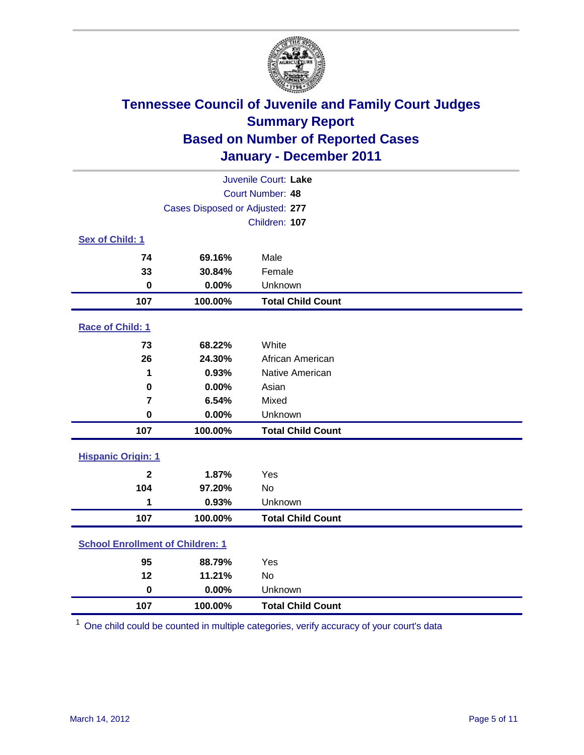# Tennessee Council of Juvenile and Family Court Judges
## Summary Report
## Based on Number of Reported Cases
## January - December 2011

Juvenile Court: **Lake**
Court Number: **48**
Cases Disposed or Adjusted: **277**
Children: **107**

### Sex of Child: 1

| | | |
|---|---|---|
| 74 | 69.16% | Male |
| 33 | 30.84% | Female |
| 0 | 0.00% | Unknown |
| **107** | **100.00%** | **Total Child Count** |

### Race of Child: 1

| | | |
|---|---|---|
| 73 | 68.22% | White |
| 26 | 24.30% | African American |
| 1 | 0.93% | Native American |
| 0 | 0.00% | Asian |
| 7 | 6.54% | Mixed |
| 0 | 0.00% | Unknown |
| **107** | **100.00%** | **Total Child Count** |

### Hispanic Origin: 1

| | | |
|---|---|---|
| 2 | 1.87% | Yes |
| 104 | 97.20% | No |
| 1 | 0.93% | Unknown |
| **107** | **100.00%** | **Total Child Count** |

### School Enrollment of Children: 1

| | | |
|---|---|---|
| 95 | 88.79% | Yes |
| 12 | 11.21% | No |
| 0 | 0.00% | Unknown |
| **107** | **100.00%** | **Total Child Count** |

[1] One child could be counted in multiple categories, verify accuracy of your court's data

March 14, 2012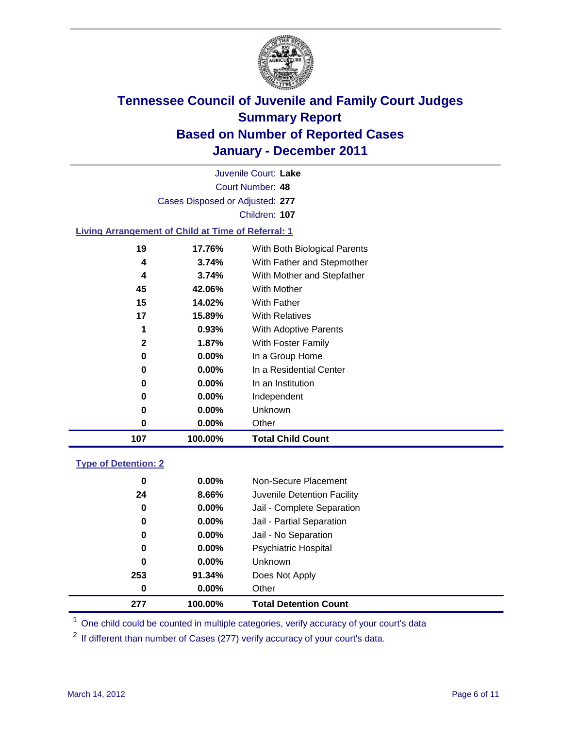# Tennessee Council of Juvenile and Family Court Judges
## Summary Report
## Based on Number of Reported Cases
## January - December 2011

Juvenile Court: **Lake**

Court Number: **48**

Cases Disposed or Adjusted: **277**

Children: **107**

### Living Arrangement of Child at Time of Referral: 1

| Count | Percent | Category |
|---|---|---|
| 19 | 17.76% | With Both Biological Parents |
| 4 | 3.74% | With Father and Stepmother |
| 4 | 3.74% | With Mother and Stepfather |
| 45 | 42.06% | With Mother |
| 15 | 14.02% | With Father |
| 17 | 15.89% | With Relatives |
| 1 | 0.93% | With Adoptive Parents |
| 2 | 1.87% | With Foster Family |
| 0 | 0.00% | In a Group Home |
| 0 | 0.00% | In a Residential Center |
| 0 | 0.00% | In an Institution |
| 0 | 0.00% | Independent |
| 0 | 0.00% | Unknown |
| 0 | 0.00% | Other |
| **107** | **100.00%** | **Total Child Count** |

### Type of Detention: 2

| Count | Percent | Category |
|---|---|---|
| 0 | 0.00% | Non-Secure Placement |
| 24 | 8.66% | Juvenile Detention Facility |
| 0 | 0.00% | Jail - Complete Separation |
| 0 | 0.00% | Jail - Partial Separation |
| 0 | 0.00% | Jail - No Separation |
| 0 | 0.00% | Psychiatric Hospital |
| 0 | 0.00% | Unknown |
| 253 | 91.34% | Does Not Apply |
| 0 | 0.00% | Other |
| **277** | **100.00%** | **Total Detention Count** |

[1] One child could be counted in multiple categories, verify accuracy of your court's data

[2] If different than number of Cases (277) verify accuracy of your court's data.

March 14, 2012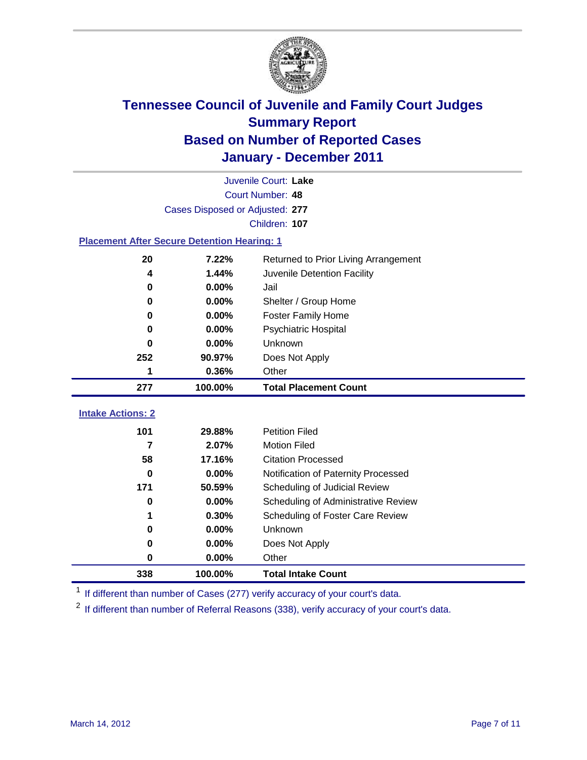# Tennessee Council of Juvenile and Family Court Judges
## Summary Report
## Based on Number of Reported Cases
## January - December 2011

Juvenile Court: **Lake**
Court Number: **48**
Cases Disposed or Adjusted: **277**
Children: **107**

### Placement After Secure Detention Hearing: 1

| | | |
|---|---|---|
| 20 | 7.22% | Returned to Prior Living Arrangement |
| 4 | 1.44% | Juvenile Detention Facility |
| 0 | 0.00% | Jail |
| 0 | 0.00% | Shelter / Group Home |
| 0 | 0.00% | Foster Family Home |
| 0 | 0.00% | Psychiatric Hospital |
| 0 | 0.00% | Unknown |
| 252 | 90.97% | Does Not Apply |
| 1 | 0.36% | Other |
| **277** | **100.00%** | **Total Placement Count** |

### Intake Actions: 2

| | | |
|---|---|---|
| 101 | 29.88% | Petition Filed |
| 7 | 2.07% | Motion Filed |
| 58 | 17.16% | Citation Processed |
| 0 | 0.00% | Notification of Paternity Processed |
| 171 | 50.59% | Scheduling of Judicial Review |
| 0 | 0.00% | Scheduling of Administrative Review |
| 1 | 0.30% | Scheduling of Foster Care Review |
| 0 | 0.00% | Unknown |
| 0 | 0.00% | Does Not Apply |
| 0 | 0.00% | Other |
| **338** | **100.00%** | **Total Intake Count** |

[1] If different than number of Cases (277) verify accuracy of your court's data.

[2] If different than number of Referral Reasons (338), verify accuracy of your court's data.

March 14, 2012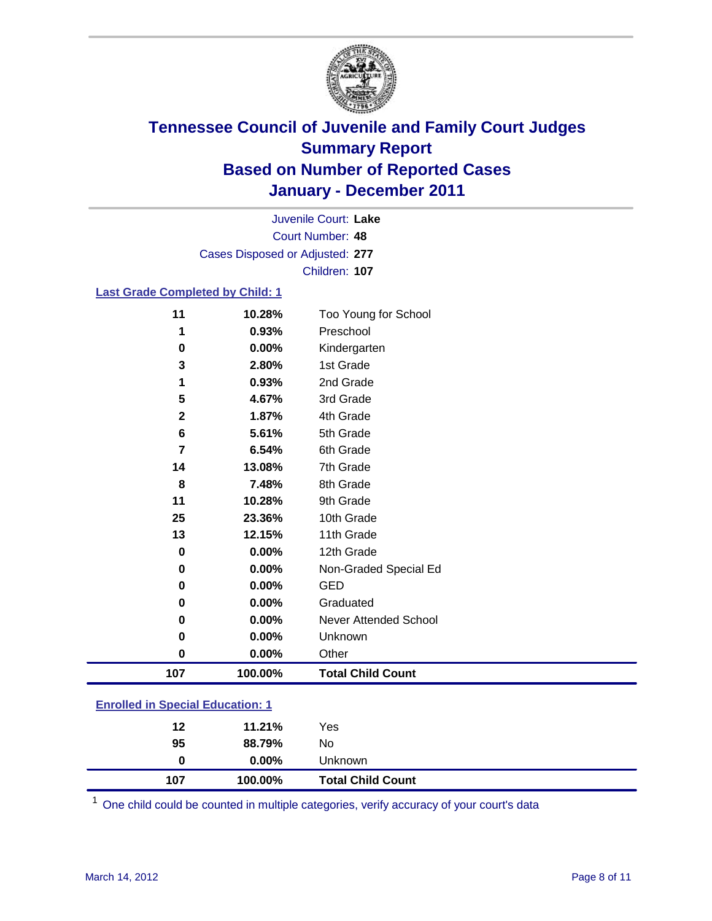# Tennessee Council of Juvenile and Family Court Judges
## Summary Report
## Based on Number of Reported Cases
## January - December 2011

Juvenile Court: **Lake**
Court Number: **48**
Cases Disposed or Adjusted: **277**
Children: **107**

### Last Grade Completed by Child: 1

| Count | Percent | Category |
|---|---|---|
| 11 | 10.28% | Too Young for School |
| 1 | 0.93% | Preschool |
| 0 | 0.00% | Kindergarten |
| 3 | 2.80% | 1st Grade |
| 1 | 0.93% | 2nd Grade |
| 5 | 4.67% | 3rd Grade |
| 2 | 1.87% | 4th Grade |
| 6 | 5.61% | 5th Grade |
| 7 | 6.54% | 6th Grade |
| 14 | 13.08% | 7th Grade |
| 8 | 7.48% | 8th Grade |
| 11 | 10.28% | 9th Grade |
| 25 | 23.36% | 10th Grade |
| 13 | 12.15% | 11th Grade |
| 0 | 0.00% | 12th Grade |
| 0 | 0.00% | Non-Graded Special Ed |
| 0 | 0.00% | GED |
| 0 | 0.00% | Graduated |
| 0 | 0.00% | Never Attended School |
| 0 | 0.00% | Unknown |
| 0 | 0.00% | Other |
| **107** | **100.00%** | **Total Child Count** |

### Enrolled in Special Education: 1

| Count | Percent | Category |
|---|---|---|
| 12 | 11.21% | Yes |
| 95 | 88.79% | No |
| 0 | 0.00% | Unknown |
| **107** | **100.00%** | **Total Child Count** |

[1] One child could be counted in multiple categories, verify accuracy of your court's data

March 14, 2012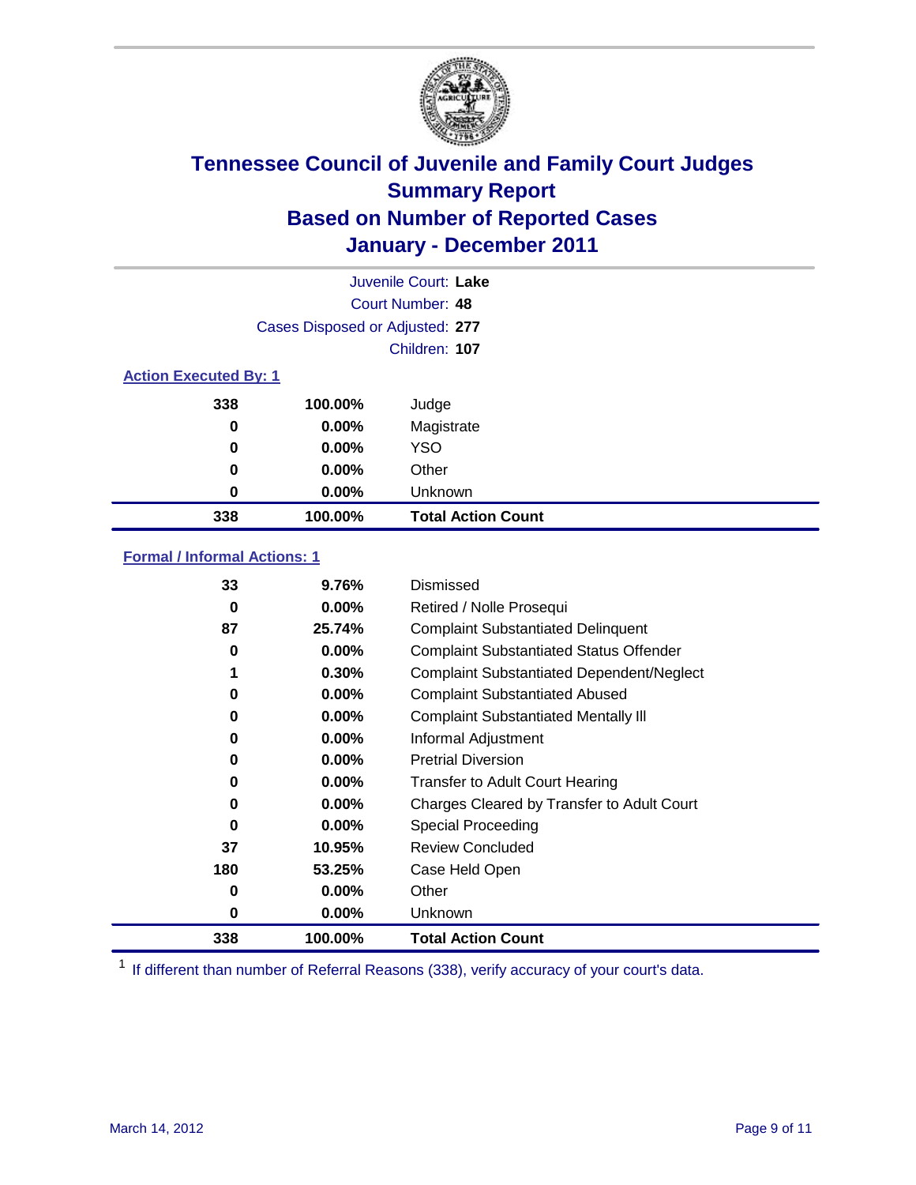# Tennessee Council of Juvenile and Family Court Judges
## Summary Report
## Based on Number of Reported Cases
## January - December 2011

Juvenile Court: **Lake**
Court Number: **48**
Cases Disposed or Adjusted: **277**
Children: **107**

### Action Executed By: 1

| | | |
|---|---|---|
| 338 | 100.00% | Judge |
| 0 | 0.00% | Magistrate |
| 0 | 0.00% | YSO |
| 0 | 0.00% | Other |
| 0 | 0.00% | Unknown |
| **338** | **100.00%** | **Total Action Count** |

### Formal / Informal Actions: 1

| | | |
|---|---|---|
| 33 | 9.76% | Dismissed |
| 0 | 0.00% | Retired / Nolle Prosequi |
| 87 | 25.74% | Complaint Substantiated Delinquent |
| 0 | 0.00% | Complaint Substantiated Status Offender |
| 1 | 0.30% | Complaint Substantiated Dependent/Neglect |
| 0 | 0.00% | Complaint Substantiated Abused |
| 0 | 0.00% | Complaint Substantiated Mentally Ill |
| 0 | 0.00% | Informal Adjustment |
| 0 | 0.00% | Pretrial Diversion |
| 0 | 0.00% | Transfer to Adult Court Hearing |
| 0 | 0.00% | Charges Cleared by Transfer to Adult Court |
| 0 | 0.00% | Special Proceeding |
| 37 | 10.95% | Review Concluded |
| 180 | 53.25% | Case Held Open |
| 0 | 0.00% | Other |
| 0 | 0.00% | Unknown |
| **338** | **100.00%** | **Total Action Count** |

[1] If different than number of Referral Reasons (338), verify accuracy of your court's data.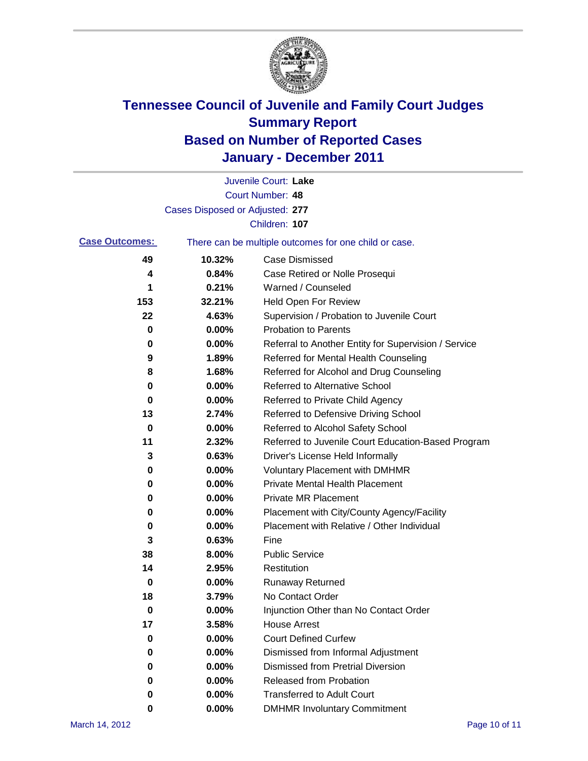# Tennessee Council of Juvenile and Family Court Judges
## Summary Report
## Based on Number of Reported Cases
## January - December 2011

Juvenile Court: **Lake**
Court Number: **48**
Cases Disposed or Adjusted: **277**
Children: **107**

**Case Outcomes:** There can be multiple outcomes for one child or case.

| Count | Percent | Outcome |
|---|---|---|
| 49 | 10.32% | Case Dismissed |
| 4 | 0.84% | Case Retired or Nolle Prosequi |
| 1 | 0.21% | Warned / Counseled |
| 153 | 32.21% | Held Open For Review |
| 22 | 4.63% | Supervision / Probation to Juvenile Court |
| 0 | 0.00% | Probation to Parents |
| 0 | 0.00% | Referral to Another Entity for Supervision / Service |
| 9 | 1.89% | Referred for Mental Health Counseling |
| 8 | 1.68% | Referred for Alcohol and Drug Counseling |
| 0 | 0.00% | Referred to Alternative School |
| 0 | 0.00% | Referred to Private Child Agency |
| 13 | 2.74% | Referred to Defensive Driving School |
| 0 | 0.00% | Referred to Alcohol Safety School |
| 11 | 2.32% | Referred to Juvenile Court Education-Based Program |
| 3 | 0.63% | Driver's License Held Informally |
| 0 | 0.00% | Voluntary Placement with DMHMR |
| 0 | 0.00% | Private Mental Health Placement |
| 0 | 0.00% | Private MR Placement |
| 0 | 0.00% | Placement with City/County Agency/Facility |
| 0 | 0.00% | Placement with Relative / Other Individual |
| 3 | 0.63% | Fine |
| 38 | 8.00% | Public Service |
| 14 | 2.95% | Restitution |
| 0 | 0.00% | Runaway Returned |
| 18 | 3.79% | No Contact Order |
| 0 | 0.00% | Injunction Other than No Contact Order |
| 17 | 3.58% | House Arrest |
| 0 | 0.00% | Court Defined Curfew |
| 0 | 0.00% | Dismissed from Informal Adjustment |
| 0 | 0.00% | Dismissed from Pretrial Diversion |
| 0 | 0.00% | Released from Probation |
| 0 | 0.00% | Transferred to Adult Court |
| 0 | 0.00% | DMHMR Involuntary Commitment |

March 14, 2012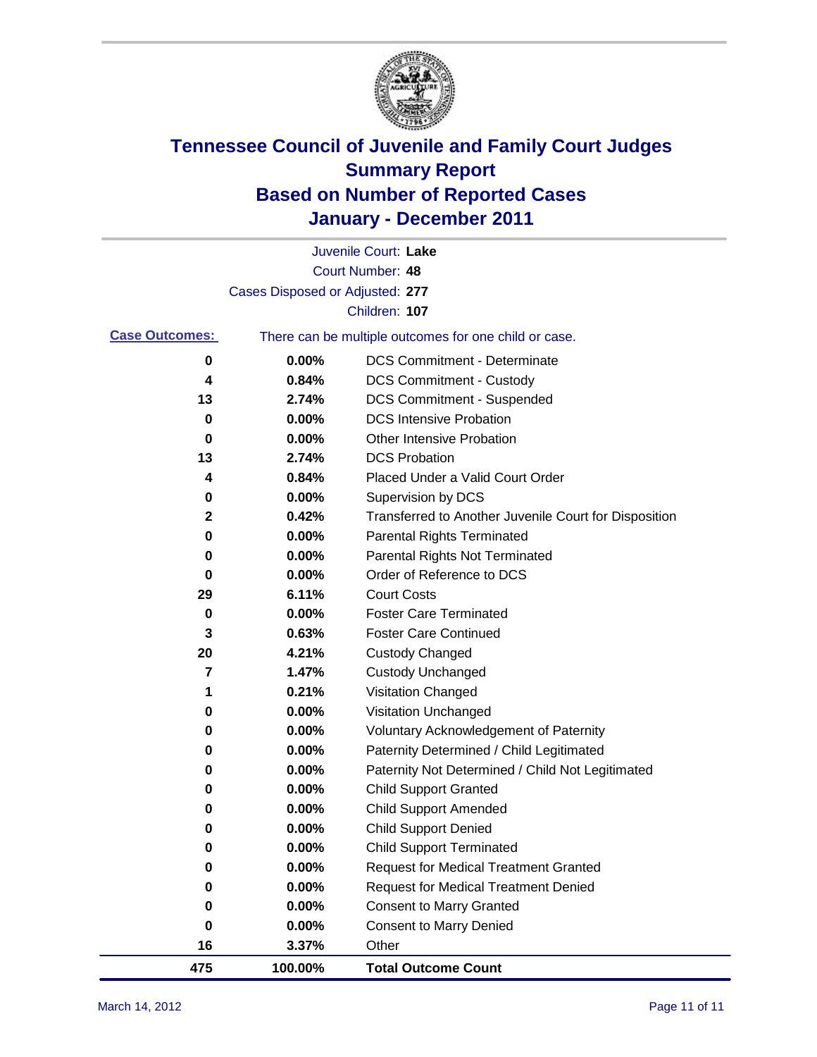# Tennessee Council of Juvenile and Family Court Judges
## Summary Report
## Based on Number of Reported Cases
## January - December 2011

Juvenile Court: **Lake**
Court Number: **48**
Cases Disposed or Adjusted: **277**
Children: **107**

**Case Outcomes:** There can be multiple outcomes for one child or case.

| | | |
|---|---|---|
| 0 | 0.00% | DCS Commitment - Determinate |
| 4 | 0.84% | DCS Commitment - Custody |
| 13 | 2.74% | DCS Commitment - Suspended |
| 0 | 0.00% | DCS Intensive Probation |
| 0 | 0.00% | Other Intensive Probation |
| 13 | 2.74% | DCS Probation |
| 4 | 0.84% | Placed Under a Valid Court Order |
| 0 | 0.00% | Supervision by DCS |
| 2 | 0.42% | Transferred to Another Juvenile Court for Disposition |
| 0 | 0.00% | Parental Rights Terminated |
| 0 | 0.00% | Parental Rights Not Terminated |
| 0 | 0.00% | Order of Reference to DCS |
| 29 | 6.11% | Court Costs |
| 0 | 0.00% | Foster Care Terminated |
| 3 | 0.63% | Foster Care Continued |
| 20 | 4.21% | Custody Changed |
| 7 | 1.47% | Custody Unchanged |
| 1 | 0.21% | Visitation Changed |
| 0 | 0.00% | Visitation Unchanged |
| 0 | 0.00% | Voluntary Acknowledgement of Paternity |
| 0 | 0.00% | Paternity Determined / Child Legitimated |
| 0 | 0.00% | Paternity Not Determined / Child Not Legitimated |
| 0 | 0.00% | Child Support Granted |
| 0 | 0.00% | Child Support Amended |
| 0 | 0.00% | Child Support Denied |
| 0 | 0.00% | Child Support Terminated |
| 0 | 0.00% | Request for Medical Treatment Granted |
| 0 | 0.00% | Request for Medical Treatment Denied |
| 0 | 0.00% | Consent to Marry Granted |
| 0 | 0.00% | Consent to Marry Denied |
| 16 | 3.37% | Other |
| **475** | **100.00%** | **Total Outcome Count** |

March 14, 2012